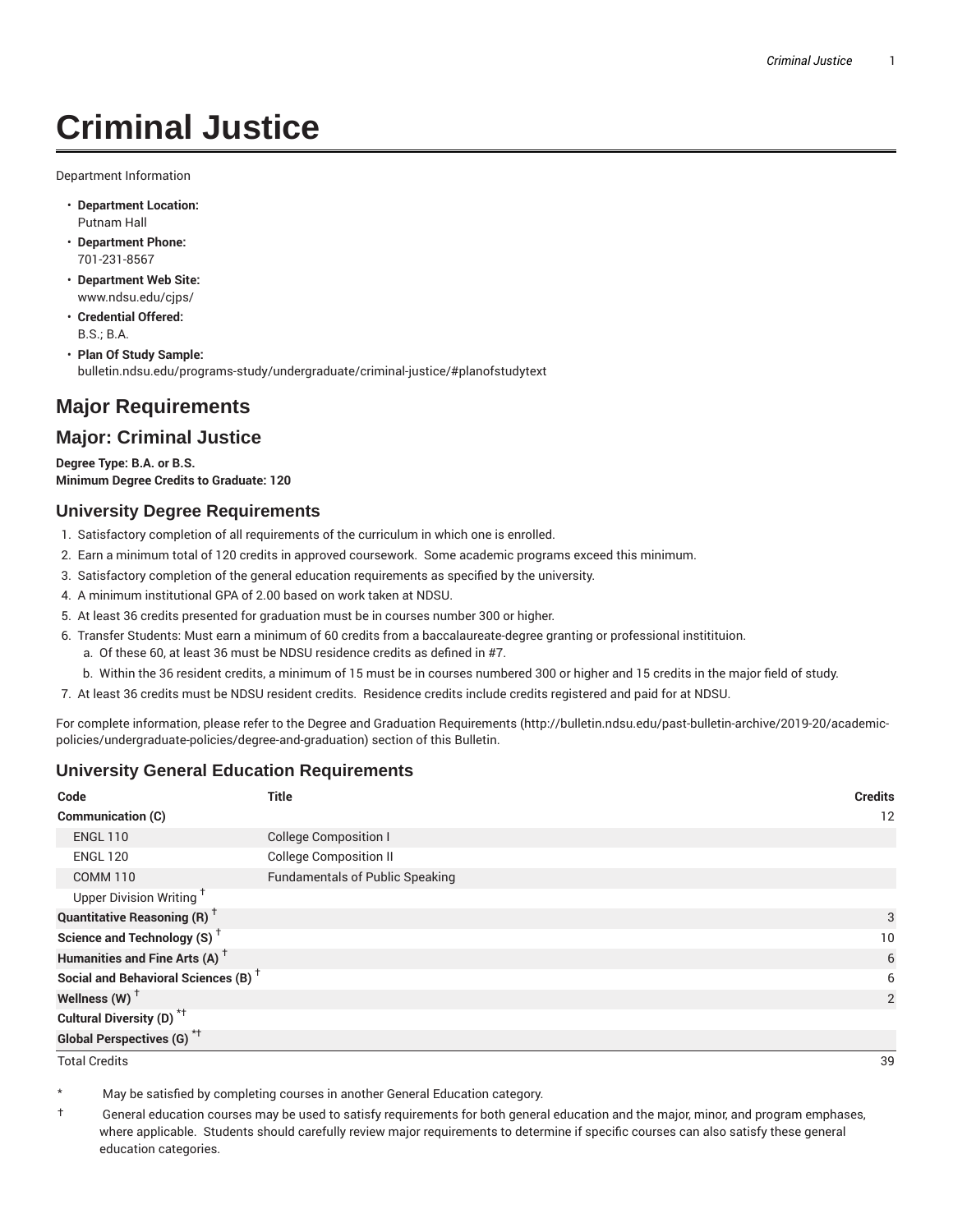# Criminal Justice

Department Information

- **Department Location:**
  Putnam Hall
- **Department Phone:**
  701-231-8567
- **Department Web Site:**
  www.ndsu.edu/cjps/
- **Credential Offered:**
  B.S.; B.A.
- **Plan Of Study Sample:**
  bulletin.ndsu.edu/programs-study/undergraduate/criminal-justice/#planofstudytext

## Major Requirements

## Major: Criminal Justice

**Degree Type: B.A. or B.S.**
**Minimum Degree Credits to Graduate: 120**

### University Degree Requirements

1. Satisfactory completion of all requirements of the curriculum in which one is enrolled.
2. Earn a minimum total of 120 credits in approved coursework. Some academic programs exceed this minimum.
3. Satisfactory completion of the general education requirements as specified by the university.
4. A minimum institutional GPA of 2.00 based on work taken at NDSU.
5. At least 36 credits presented for graduation must be in courses number 300 or higher.
6. Transfer Students: Must earn a minimum of 60 credits from a baccalaureate-degree granting or professional instititui­on.
   a. Of these 60, at least 36 must be NDSU residence credits as defined in #7.
   b. Within the 36 resident credits, a minimum of 15 must be in courses numbered 300 or higher and 15 credits in the major field of study.
7. At least 36 credits must be NDSU resident credits. Residence credits include credits registered and paid for at NDSU.

For complete information, please refer to the Degree and Graduation Requirements (http://bulletin.ndsu.edu/past-bulletin-archive/2019-20/academic-policies/undergraduate-policies/degree-and-graduation) section of this Bulletin.

### University General Education Requirements

| Code | Title | Credits |
|---|---|---|
| **Communication (C)** | | 12 |
| ENGL 110 | College Composition I | |
| ENGL 120 | College Composition II | |
| COMM 110 | Fundamentals of Public Speaking | |
| Upper Division Writing † | | |
| **Quantitative Reasoning (R)** † | | 3 |
| **Science and Technology (S)** † | | 10 |
| **Humanities and Fine Arts (A)** † | | 6 |
| **Social and Behavioral Sciences (B)** † | | 6 |
| **Wellness (W)** † | | 2 |
| **Cultural Diversity (D)** *† | | |
| **Global Perspectives (G)** *† | | |
| Total Credits | | 39 |

\* May be satisfied by completing courses in another General Education category.

† General education courses may be used to satisfy requirements for both general education and the major, minor, and program emphases, where applicable. Students should carefully review major requirements to determine if specific courses can also satisfy these general education categories.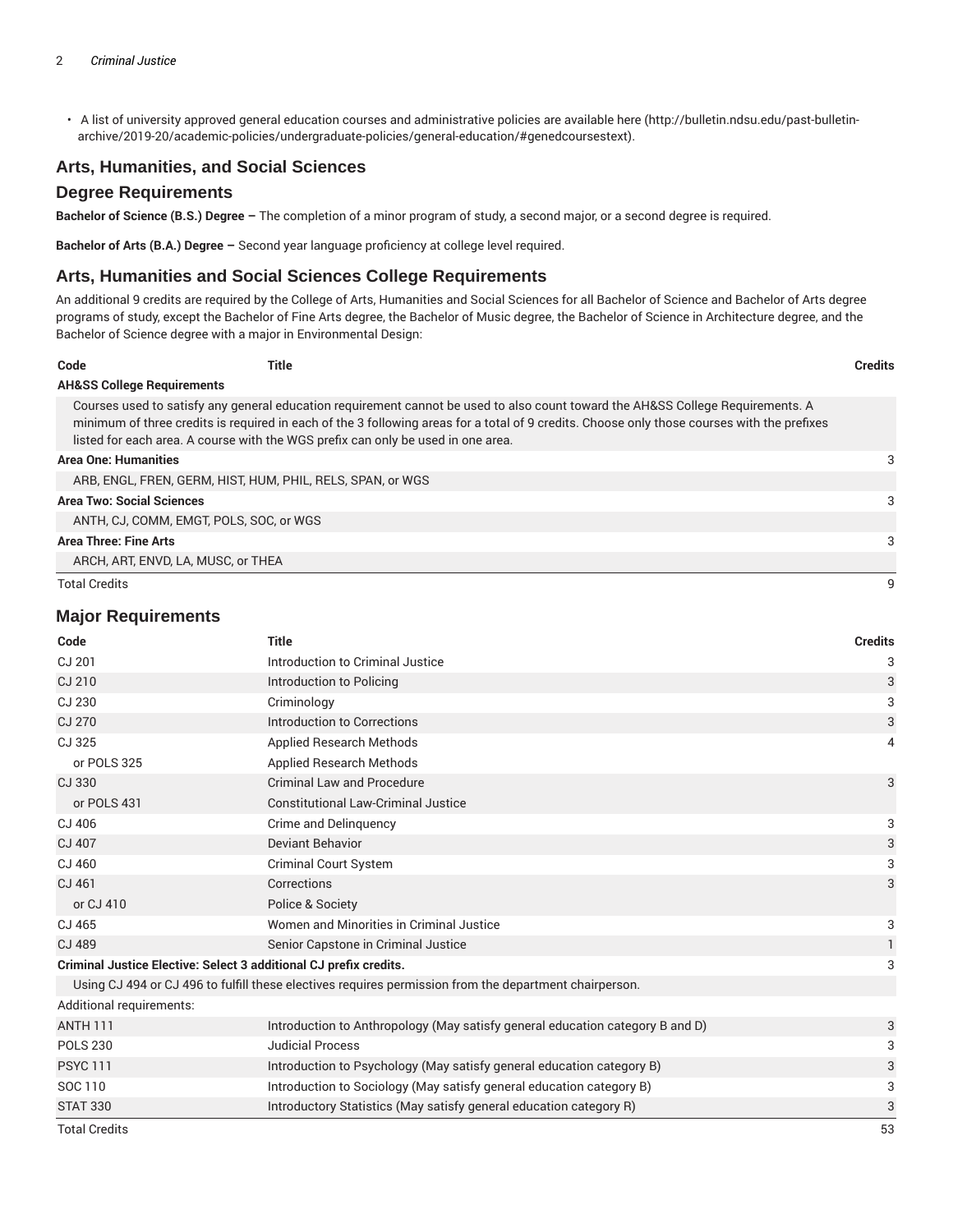- A list of university approved general education courses and administrative policies are available here (http://bulletin.ndsu.edu/past-bulletin-archive/2019-20/academic-policies/undergraduate-policies/general-education/#genedcoursestext).

## Arts, Humanities, and Social Sciences

## Degree Requirements

**Bachelor of Science (B.S.) Degree –** The completion of a minor program of study, a second major, or a second degree is required.

**Bachelor of Arts (B.A.) Degree –** Second year language proficiency at college level required.

## Arts, Humanities and Social Sciences College Requirements

An additional 9 credits are required by the College of Arts, Humanities and Social Sciences for all Bachelor of Science and Bachelor of Arts degree programs of study, except the Bachelor of Fine Arts degree, the Bachelor of Music degree, the Bachelor of Science in Architecture degree, and the Bachelor of Science degree with a major in Environmental Design:

| Code | Title | Credits |
|---|---|---|
| **AH&SS College Requirements** | | |
| Courses used to satisfy any general education requirement cannot be used to also count toward the AH&SS College Requirements. A minimum of three credits is required in each of the 3 following areas for a total of 9 credits. Choose only those courses with the prefixes listed for each area. A course with the WGS prefix can only be used in one area. | | |
| **Area One: Humanities** | | 3 |
| ARB, ENGL, FREN, GERM, HIST, HUM, PHIL, RELS, SPAN, or WGS | | |
| **Area Two: Social Sciences** | | 3 |
| ANTH, CJ, COMM, EMGT, POLS, SOC, or WGS | | |
| **Area Three: Fine Arts** | | 3 |
| ARCH, ART, ENVD, LA, MUSC, or THEA | | |
| Total Credits | | 9 |

## Major Requirements

| Code | Title | Credits |
|---|---|---|
| CJ 201 | Introduction to Criminal Justice | 3 |
| CJ 210 | Introduction to Policing | 3 |
| CJ 230 | Criminology | 3 |
| CJ 270 | Introduction to Corrections | 3 |
| CJ 325 | Applied Research Methods | 4 |
| or POLS 325 | Applied Research Methods | |
| CJ 330 | Criminal Law and Procedure | 3 |
| or POLS 431 | Constitutional Law-Criminal Justice | |
| CJ 406 | Crime and Delinquency | 3 |
| CJ 407 | Deviant Behavior | 3 |
| CJ 460 | Criminal Court System | 3 |
| CJ 461 | Corrections | 3 |
| or CJ 410 | Police & Society | |
| CJ 465 | Women and Minorities in Criminal Justice | 3 |
| CJ 489 | Senior Capstone in Criminal Justice | 1 |
| **Criminal Justice Elective: Select 3 additional CJ prefix credits.** | | 3 |
| Using CJ 494 or CJ 496 to fulfill these electives requires permission from the department chairperson. | | |
| Additional requirements: | | |
| ANTH 111 | Introduction to Anthropology (May satisfy general education category B and D) | 3 |
| POLS 230 | Judicial Process | 3 |
| PSYC 111 | Introduction to Psychology (May satisfy general education category B) | 3 |
| SOC 110 | Introduction to Sociology (May satisfy general education category B) | 3 |
| STAT 330 | Introductory Statistics (May satisfy general education category R) | 3 |
| Total Credits | | 53 |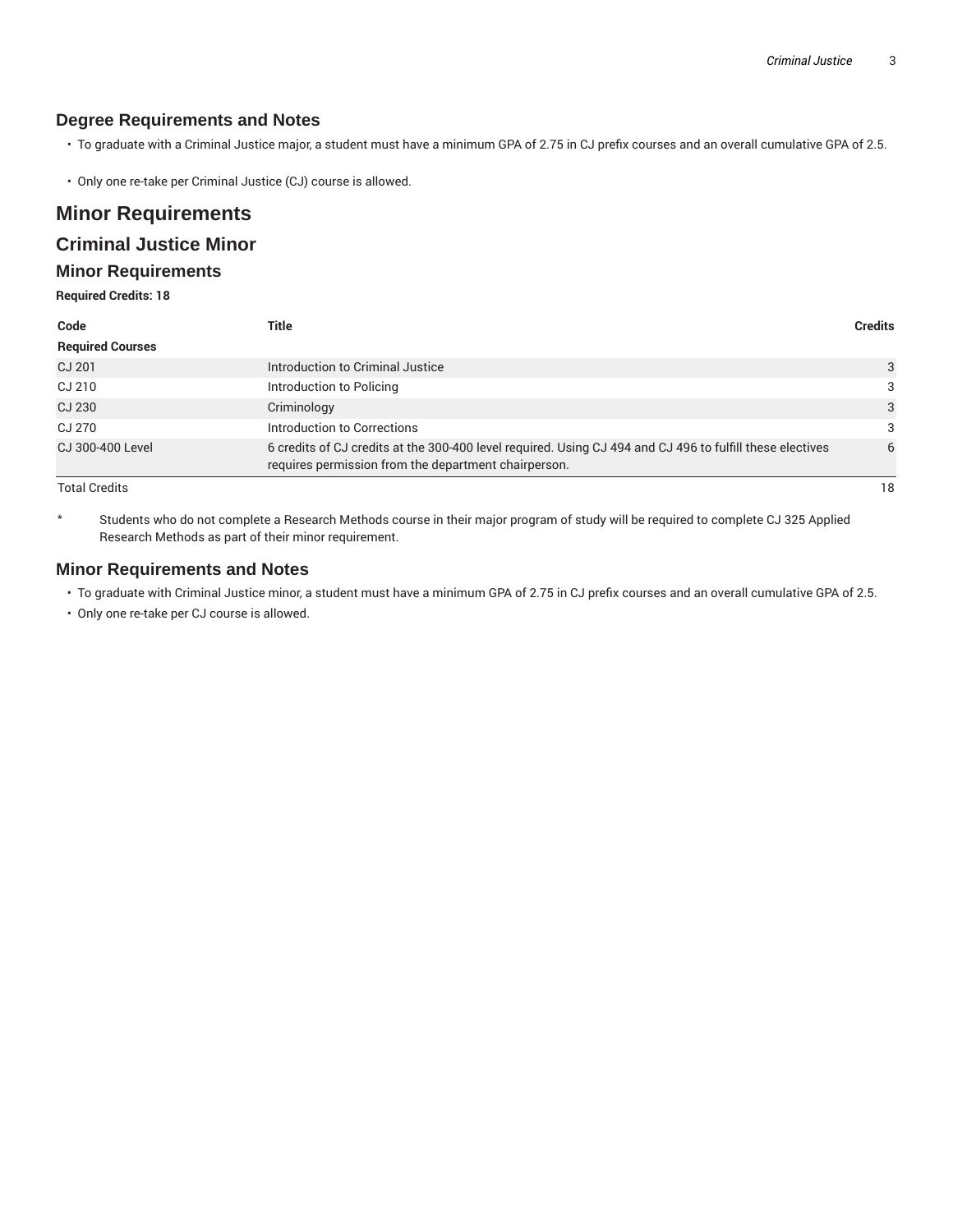### Degree Requirements and Notes

- To graduate with a Criminal Justice major, a student must have a minimum GPA of 2.75 in CJ prefix courses and an overall cumulative GPA of 2.5.
- Only one re-take per Criminal Justice (CJ) course is allowed.

# Minor Requirements

## Criminal Justice Minor

### Minor Requirements

**Required Credits: 18**

| Code | Title | Credits |
| --- | --- | --- |
| **Required Courses** | | |
| CJ 201 | Introduction to Criminal Justice | 3 |
| CJ 210 | Introduction to Policing | 3 |
| CJ 230 | Criminology | 3 |
| CJ 270 | Introduction to Corrections | 3 |
| CJ 300-400 Level | 6 credits of CJ credits at the 300-400 level required. Using CJ 494 and CJ 496 to fulfill these electives requires permission from the department chairperson. | 6 |
| Total Credits | | 18 |

\* Students who do not complete a Research Methods course in their major program of study will be required to complete CJ 325 Applied Research Methods as part of their minor requirement.

### Minor Requirements and Notes

- To graduate with Criminal Justice minor, a student must have a minimum GPA of 2.75 in CJ prefix courses and an overall cumulative GPA of 2.5.
- Only one re-take per CJ course is allowed.